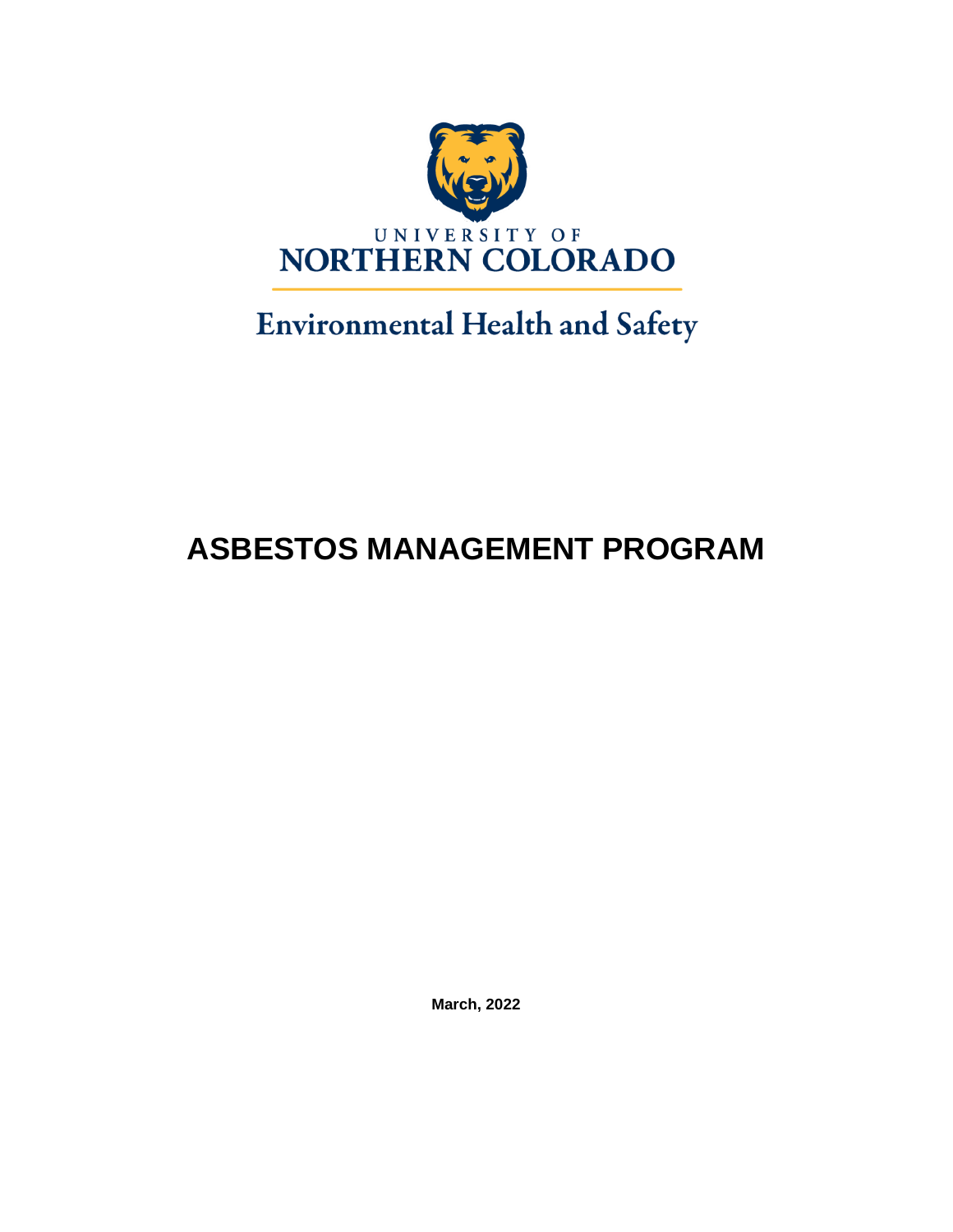UNIVERSITY OF

NORTHERN COLORADO

Environmental Health and Safety

# ASBESTOS MANAGEMENT PROGRAM

**March, 2022**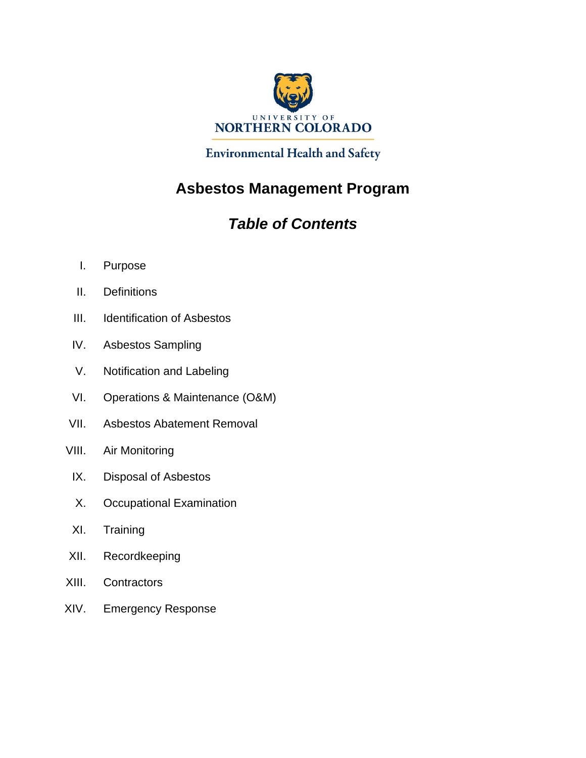UNIVERSITY OF
NORTHERN COLORADO

Environmental Health and Safety

# Asbestos Management Program

## *Table of Contents*

I. Purpose

II. Definitions

III. Identification of Asbestos

IV. Asbestos Sampling

V. Notification and Labeling

VI. Operations & Maintenance (O&M)

VII. Asbestos Abatement Removal

VIII. Air Monitoring

IX. Disposal of Asbestos

X. Occupational Examination

XI. Training

XII. Recordkeeping

XIII. Contractors

XIV. Emergency Response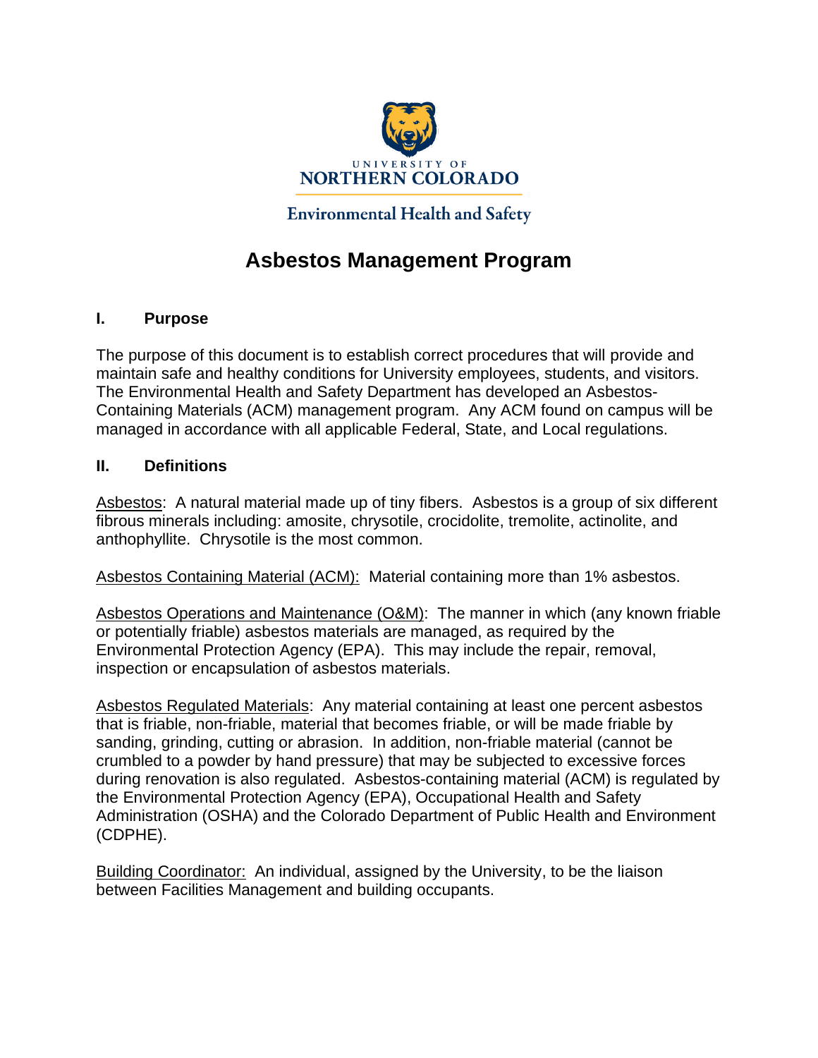UNIVERSITY OF
NORTHERN COLORADO

Environmental Health and Safety

# Asbestos Management Program

## I. Purpose

The purpose of this document is to establish correct procedures that will provide and maintain safe and healthy conditions for University employees, students, and visitors. The Environmental Health and Safety Department has developed an Asbestos-Containing Materials (ACM) management program. Any ACM found on campus will be managed in accordance with all applicable Federal, State, and Local regulations.

## II. Definitions

Asbestos: A natural material made up of tiny fibers. Asbestos is a group of six different fibrous minerals including: amosite, chrysotile, crocidolite, tremolite, actinolite, and anthophyllite. Chrysotile is the most common.

Asbestos Containing Material (ACM): Material containing more than 1% asbestos.

Asbestos Operations and Maintenance (O&M): The manner in which (any known friable or potentially friable) asbestos materials are managed, as required by the Environmental Protection Agency (EPA). This may include the repair, removal, inspection or encapsulation of asbestos materials.

Asbestos Regulated Materials: Any material containing at least one percent asbestos that is friable, non-friable, material that becomes friable, or will be made friable by sanding, grinding, cutting or abrasion. In addition, non-friable material (cannot be crumbled to a powder by hand pressure) that may be subjected to excessive forces during renovation is also regulated. Asbestos-containing material (ACM) is regulated by the Environmental Protection Agency (EPA), Occupational Health and Safety Administration (OSHA) and the Colorado Department of Public Health and Environment (CDPHE).

Building Coordinator: An individual, assigned by the University, to be the liaison between Facilities Management and building occupants.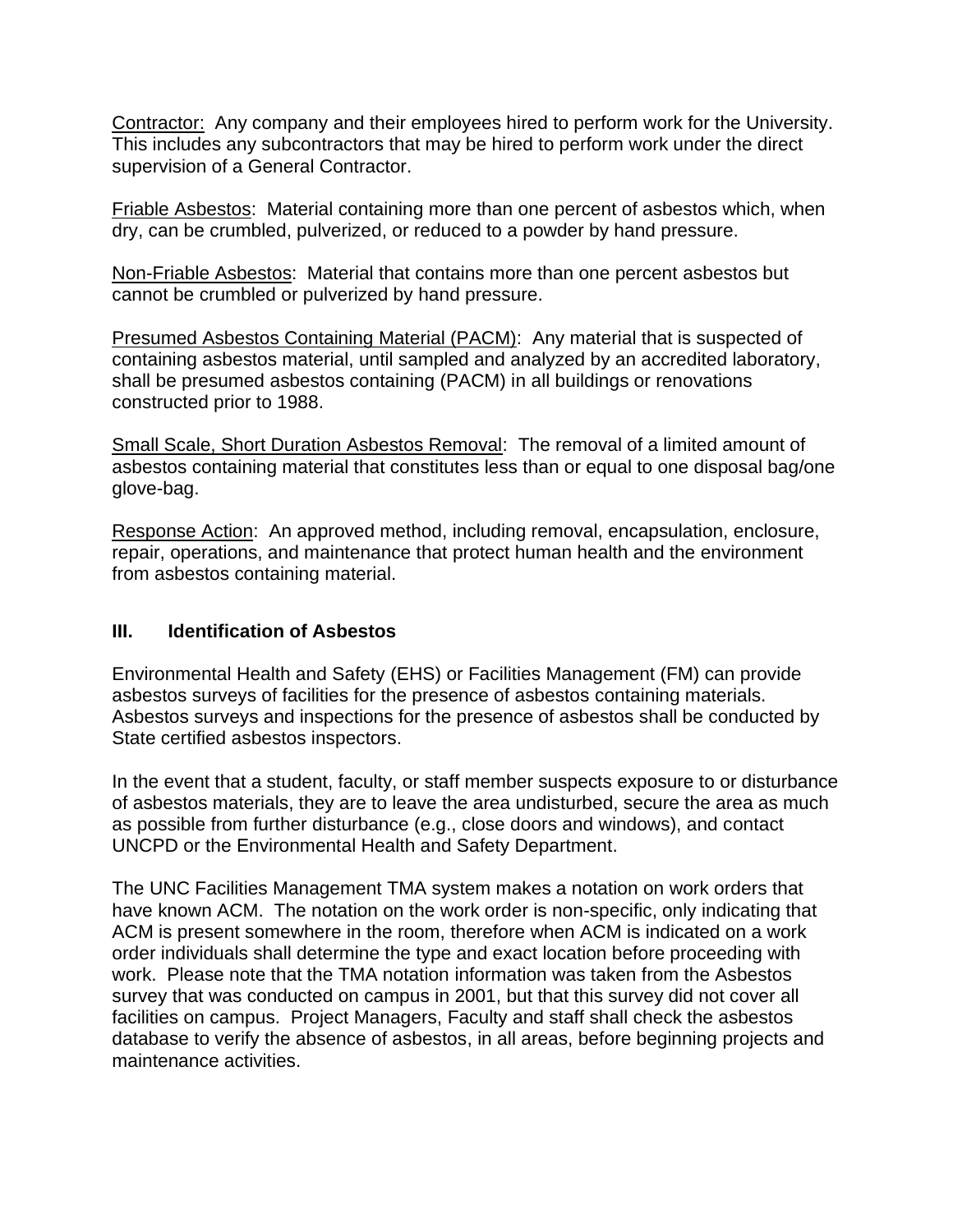<u>Contractor:</u>  Any company and their employees hired to perform work for the University. This includes any subcontractors that may be hired to perform work under the direct supervision of a General Contractor.

<u>Friable Asbestos</u>:  Material containing more than one percent of asbestos which, when dry, can be crumbled, pulverized, or reduced to a powder by hand pressure.

<u>Non-Friable Asbestos</u>:  Material that contains more than one percent asbestos but cannot be crumbled or pulverized by hand pressure.

<u>Presumed Asbestos Containing Material (PACM)</u>:  Any material that is suspected of containing asbestos material, until sampled and analyzed by an accredited laboratory, shall be presumed asbestos containing (PACM) in all buildings or renovations constructed prior to 1988.

<u>Small Scale, Short Duration Asbestos Removal</u>:  The removal of a limited amount of asbestos containing material that constitutes less than or equal to one disposal bag/one glove-bag.

<u>Response Action</u>:  An approved method, including removal, encapsulation, enclosure, repair, operations, and maintenance that protect human health and the environment from asbestos containing material.

## III. Identification of Asbestos

Environmental Health and Safety (EHS) or Facilities Management (FM) can provide asbestos surveys of facilities for the presence of asbestos containing materials. Asbestos surveys and inspections for the presence of asbestos shall be conducted by State certified asbestos inspectors.

In the event that a student, faculty, or staff member suspects exposure to or disturbance of asbestos materials, they are to leave the area undisturbed, secure the area as much as possible from further disturbance (e.g., close doors and windows), and contact UNCPD or the Environmental Health and Safety Department.

The UNC Facilities Management TMA system makes a notation on work orders that have known ACM.  The notation on the work order is non-specific, only indicating that ACM is present somewhere in the room, therefore when ACM is indicated on a work order individuals shall determine the type and exact location before proceeding with work.  Please note that the TMA notation information was taken from the Asbestos survey that was conducted on campus in 2001, but that this survey did not cover all facilities on campus.  Project Managers, Faculty and staff shall check the asbestos database to verify the absence of asbestos, in all areas, before beginning projects and maintenance activities.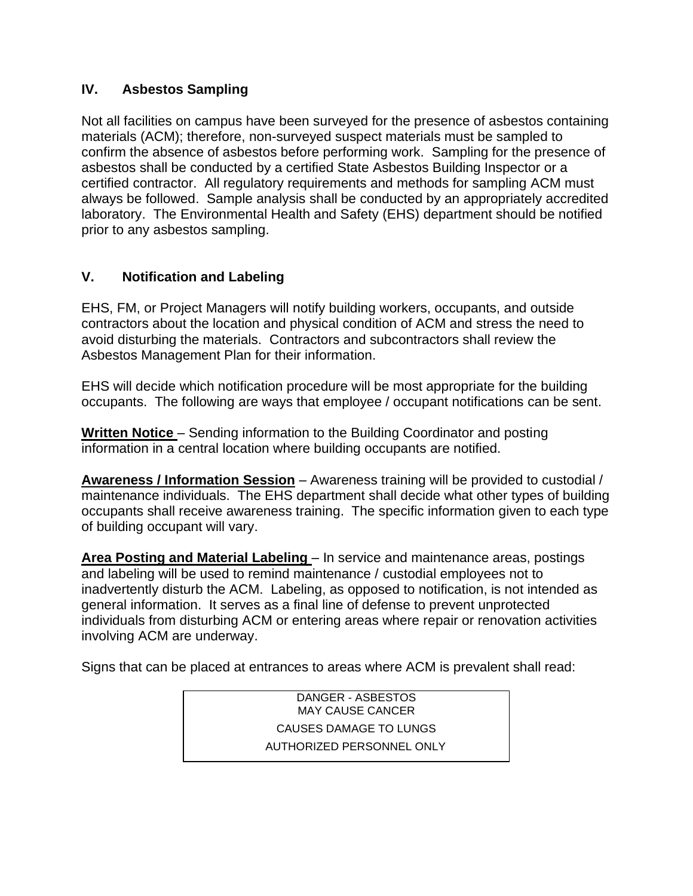## IV. Asbestos Sampling

Not all facilities on campus have been surveyed for the presence of asbestos containing materials (ACM); therefore, non-surveyed suspect materials must be sampled to confirm the absence of asbestos before performing work. Sampling for the presence of asbestos shall be conducted by a certified State Asbestos Building Inspector or a certified contractor. All regulatory requirements and methods for sampling ACM must always be followed. Sample analysis shall be conducted by an appropriately accredited laboratory. The Environmental Health and Safety (EHS) department should be notified prior to any asbestos sampling.

## V. Notification and Labeling

EHS, FM, or Project Managers will notify building workers, occupants, and outside contractors about the location and physical condition of ACM and stress the need to avoid disturbing the materials. Contractors and subcontractors shall review the Asbestos Management Plan for their information.

EHS will decide which notification procedure will be most appropriate for the building occupants. The following are ways that employee / occupant notifications can be sent.

**Written Notice** – Sending information to the Building Coordinator and posting information in a central location where building occupants are notified.

**Awareness / Information Session** – Awareness training will be provided to custodial / maintenance individuals. The EHS department shall decide what other types of building occupants shall receive awareness training. The specific information given to each type of building occupant will vary.

**Area Posting and Material Labeling** – In service and maintenance areas, postings and labeling will be used to remind maintenance / custodial employees not to inadvertently disturb the ACM. Labeling, as opposed to notification, is not intended as general information. It serves as a final line of defense to prevent unprotected individuals from disturbing ACM or entering areas where repair or renovation activities involving ACM are underway.

Signs that can be placed at entrances to areas where ACM is prevalent shall read:

| DANGER - ASBESTOS<br>MAY CAUSE CANCER<br>CAUSES DAMAGE TO LUNGS<br>AUTHORIZED PERSONNEL ONLY |
|---|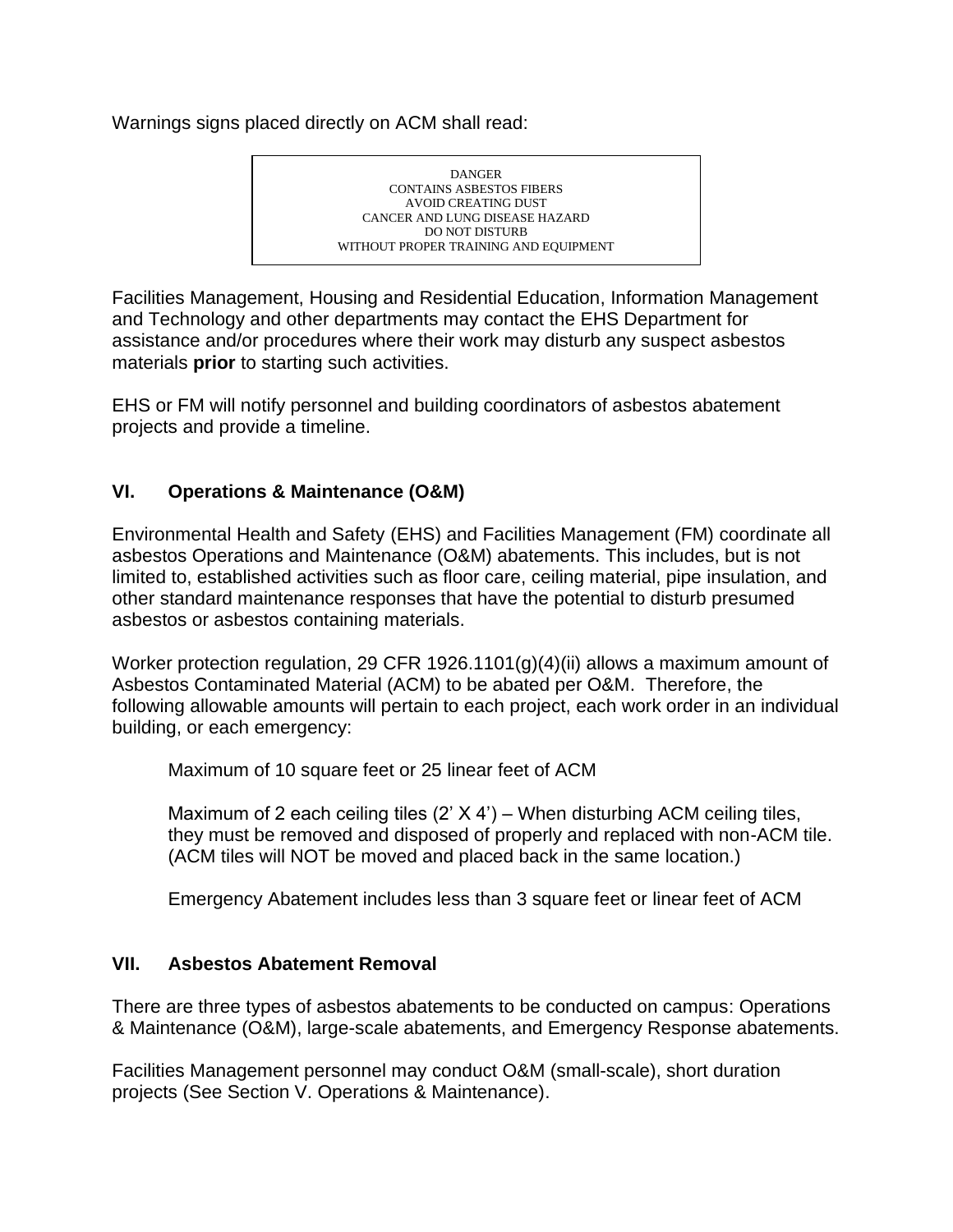Warnings signs placed directly on ACM shall read:

```
DANGER
CONTAINS ASBESTOS FIBERS
AVOID CREATING DUST
CANCER AND LUNG DISEASE HAZARD
DO NOT DISTURB
WITHOUT PROPER TRAINING AND EQUIPMENT
```

Facilities Management, Housing and Residential Education, Information Management and Technology and other departments may contact the EHS Department for assistance and/or procedures where their work may disturb any suspect asbestos materials **prior** to starting such activities.

EHS or FM will notify personnel and building coordinators of asbestos abatement projects and provide a timeline.

## VI. Operations & Maintenance (O&M)

Environmental Health and Safety (EHS) and Facilities Management (FM) coordinate all asbestos Operations and Maintenance (O&M) abatements. This includes, but is not limited to, established activities such as floor care, ceiling material, pipe insulation, and other standard maintenance responses that have the potential to disturb presumed asbestos or asbestos containing materials.

Worker protection regulation, 29 CFR 1926.1101(g)(4)(ii) allows a maximum amount of Asbestos Contaminated Material (ACM) to be abated per O&M. Therefore, the following allowable amounts will pertain to each project, each work order in an individual building, or each emergency:

Maximum of 10 square feet or 25 linear feet of ACM

Maximum of 2 each ceiling tiles (2' X 4') – When disturbing ACM ceiling tiles, they must be removed and disposed of properly and replaced with non-ACM tile. (ACM tiles will NOT be moved and placed back in the same location.)

Emergency Abatement includes less than 3 square feet or linear feet of ACM

## VII. Asbestos Abatement Removal

There are three types of asbestos abatements to be conducted on campus: Operations & Maintenance (O&M), large-scale abatements, and Emergency Response abatements.

Facilities Management personnel may conduct O&M (small-scale), short duration projects (See Section V. Operations & Maintenance).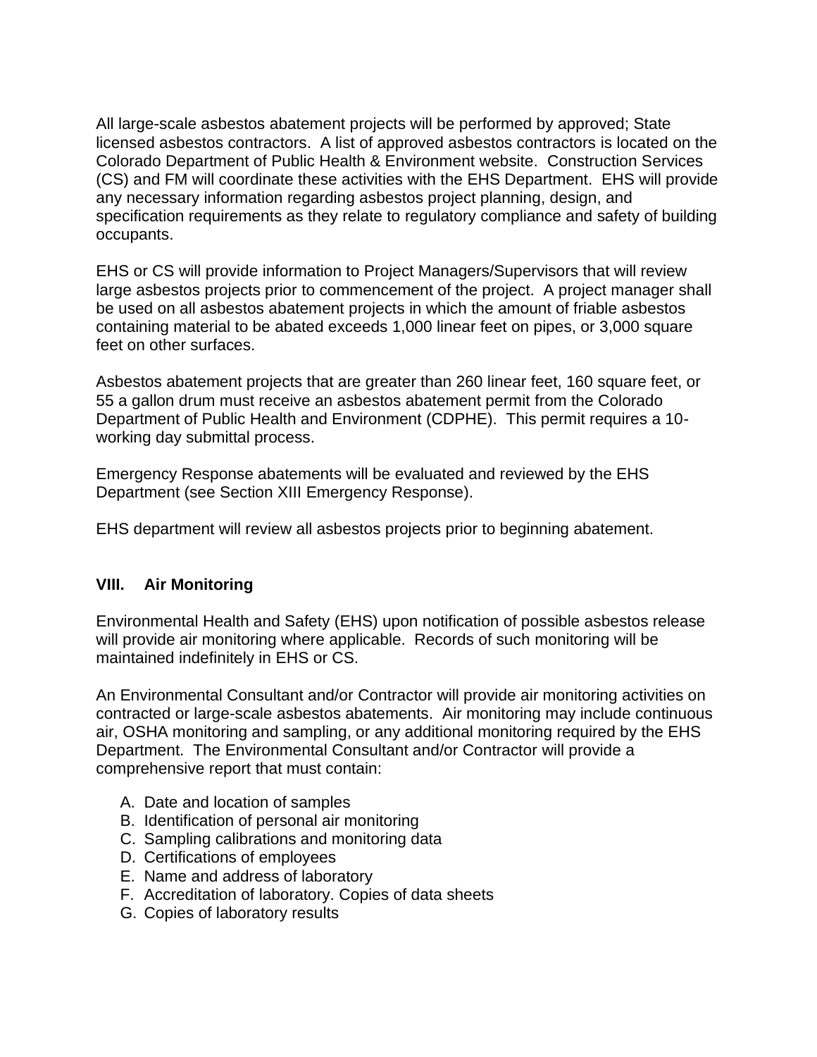All large-scale asbestos abatement projects will be performed by approved; State licensed asbestos contractors. A list of approved asbestos contractors is located on the Colorado Department of Public Health & Environment website. Construction Services (CS) and FM will coordinate these activities with the EHS Department. EHS will provide any necessary information regarding asbestos project planning, design, and specification requirements as they relate to regulatory compliance and safety of building occupants.

EHS or CS will provide information to Project Managers/Supervisors that will review large asbestos projects prior to commencement of the project. A project manager shall be used on all asbestos abatement projects in which the amount of friable asbestos containing material to be abated exceeds 1,000 linear feet on pipes, or 3,000 square feet on other surfaces.

Asbestos abatement projects that are greater than 260 linear feet, 160 square feet, or 55 a gallon drum must receive an asbestos abatement permit from the Colorado Department of Public Health and Environment (CDPHE). This permit requires a 10-working day submittal process.

Emergency Response abatements will be evaluated and reviewed by the EHS Department (see Section XIII Emergency Response).

EHS department will review all asbestos projects prior to beginning abatement.

## VIII. Air Monitoring

Environmental Health and Safety (EHS) upon notification of possible asbestos release will provide air monitoring where applicable. Records of such monitoring will be maintained indefinitely in EHS or CS.

An Environmental Consultant and/or Contractor will provide air monitoring activities on contracted or large-scale asbestos abatements. Air monitoring may include continuous air, OSHA monitoring and sampling, or any additional monitoring required by the EHS Department. The Environmental Consultant and/or Contractor will provide a comprehensive report that must contain:

A. Date and location of samples
B. Identification of personal air monitoring
C. Sampling calibrations and monitoring data
D. Certifications of employees
E. Name and address of laboratory
F. Accreditation of laboratory. Copies of data sheets
G. Copies of laboratory results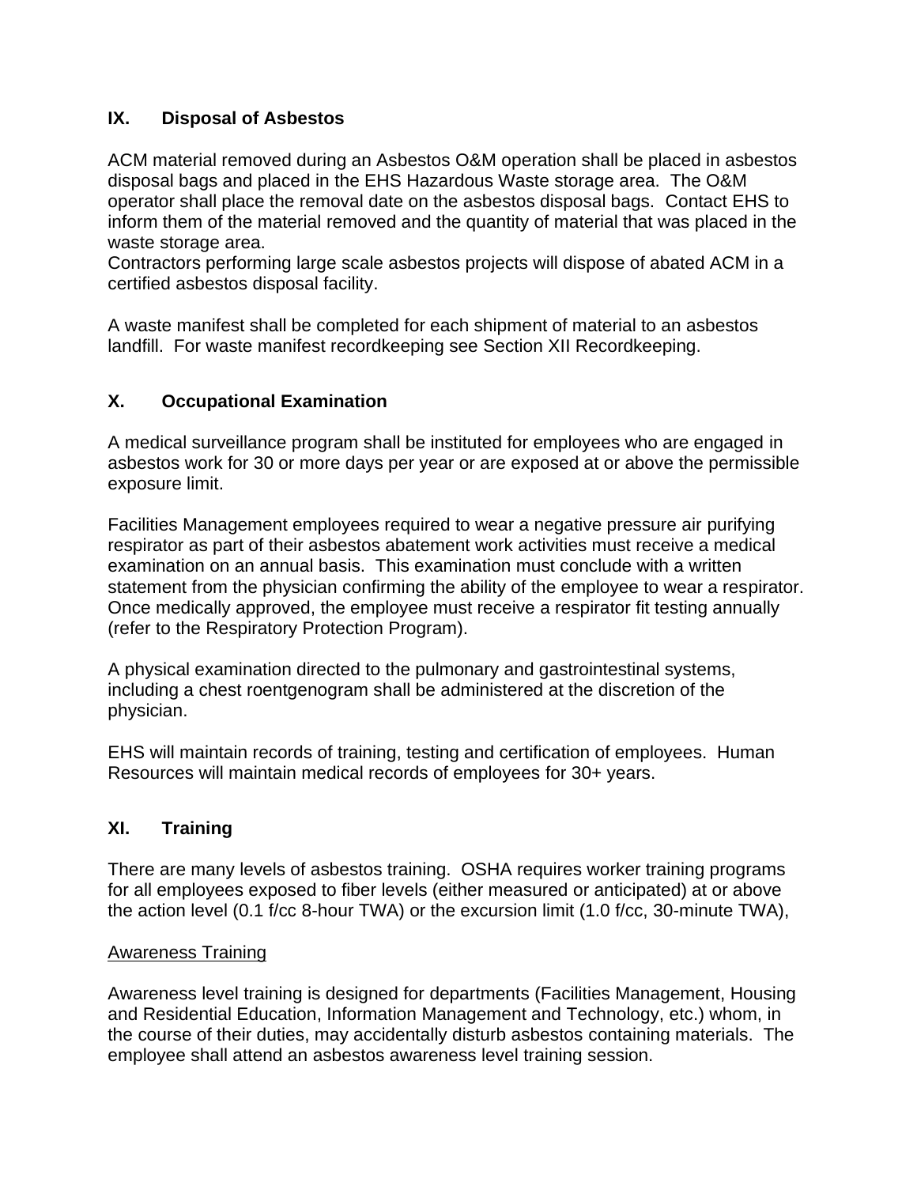## IX. Disposal of Asbestos

ACM material removed during an Asbestos O&M operation shall be placed in asbestos disposal bags and placed in the EHS Hazardous Waste storage area. The O&M operator shall place the removal date on the asbestos disposal bags. Contact EHS to inform them of the material removed and the quantity of material that was placed in the waste storage area.
Contractors performing large scale asbestos projects will dispose of abated ACM in a certified asbestos disposal facility.

A waste manifest shall be completed for each shipment of material to an asbestos landfill. For waste manifest recordkeeping see Section XII Recordkeeping.

## X. Occupational Examination

A medical surveillance program shall be instituted for employees who are engaged in asbestos work for 30 or more days per year or are exposed at or above the permissible exposure limit.

Facilities Management employees required to wear a negative pressure air purifying respirator as part of their asbestos abatement work activities must receive a medical examination on an annual basis. This examination must conclude with a written statement from the physician confirming the ability of the employee to wear a respirator. Once medically approved, the employee must receive a respirator fit testing annually (refer to the Respiratory Protection Program).

A physical examination directed to the pulmonary and gastrointestinal systems, including a chest roentgenogram shall be administered at the discretion of the physician.

EHS will maintain records of training, testing and certification of employees. Human Resources will maintain medical records of employees for 30+ years.

## XI. Training

There are many levels of asbestos training. OSHA requires worker training programs for all employees exposed to fiber levels (either measured or anticipated) at or above the action level (0.1 f/cc 8-hour TWA) or the excursion limit (1.0 f/cc, 30-minute TWA),

<u>Awareness Training</u>

Awareness level training is designed for departments (Facilities Management, Housing and Residential Education, Information Management and Technology, etc.) whom, in the course of their duties, may accidentally disturb asbestos containing materials. The employee shall attend an asbestos awareness level training session.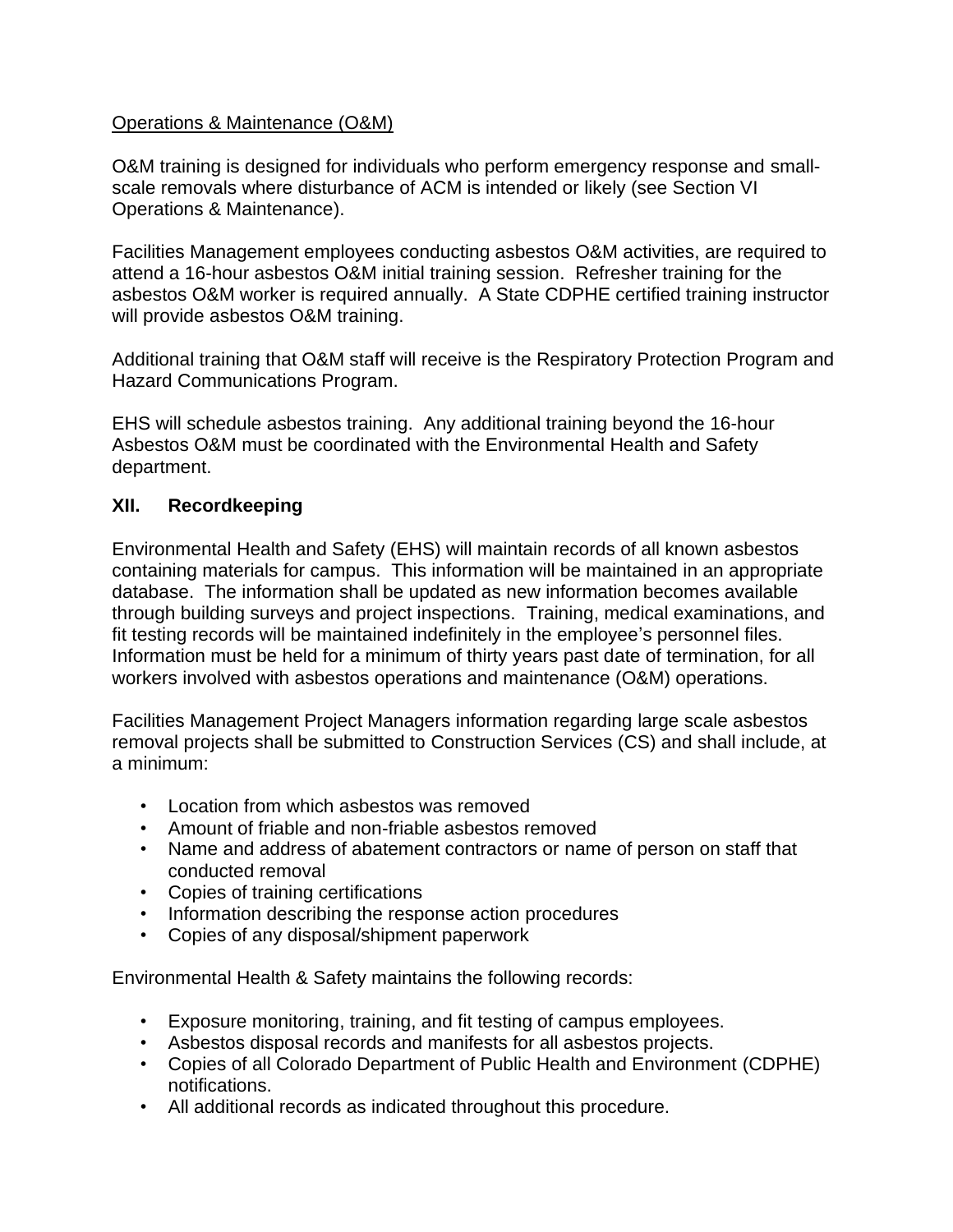Operations & Maintenance (O&M)

O&M training is designed for individuals who perform emergency response and small-scale removals where disturbance of ACM is intended or likely (see Section VI Operations & Maintenance).

Facilities Management employees conducting asbestos O&M activities, are required to attend a 16-hour asbestos O&M initial training session. Refresher training for the asbestos O&M worker is required annually. A State CDPHE certified training instructor will provide asbestos O&M training.

Additional training that O&M staff will receive is the Respiratory Protection Program and Hazard Communications Program.

EHS will schedule asbestos training. Any additional training beyond the 16-hour Asbestos O&M must be coordinated with the Environmental Health and Safety department.

## XII. Recordkeeping

Environmental Health and Safety (EHS) will maintain records of all known asbestos containing materials for campus. This information will be maintained in an appropriate database. The information shall be updated as new information becomes available through building surveys and project inspections. Training, medical examinations, and fit testing records will be maintained indefinitely in the employee's personnel files. Information must be held for a minimum of thirty years past date of termination, for all workers involved with asbestos operations and maintenance (O&M) operations.

Facilities Management Project Managers information regarding large scale asbestos removal projects shall be submitted to Construction Services (CS) and shall include, at a minimum:

- Location from which asbestos was removed
- Amount of friable and non-friable asbestos removed
- Name and address of abatement contractors or name of person on staff that conducted removal
- Copies of training certifications
- Information describing the response action procedures
- Copies of any disposal/shipment paperwork

Environmental Health & Safety maintains the following records:

- Exposure monitoring, training, and fit testing of campus employees.
- Asbestos disposal records and manifests for all asbestos projects.
- Copies of all Colorado Department of Public Health and Environment (CDPHE) notifications.
- All additional records as indicated throughout this procedure.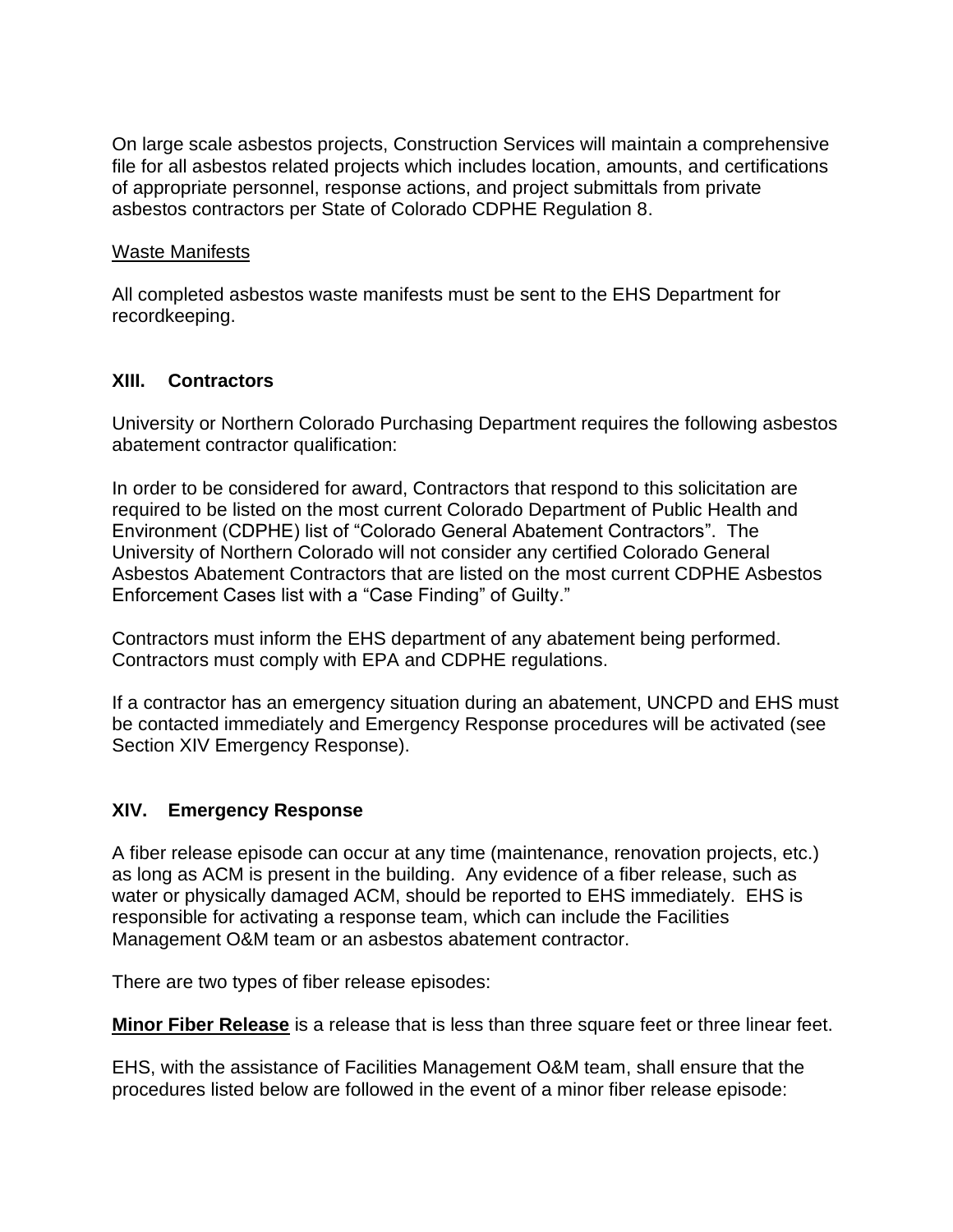On large scale asbestos projects, Construction Services will maintain a comprehensive file for all asbestos related projects which includes location, amounts, and certifications of appropriate personnel, response actions, and project submittals from private asbestos contractors per State of Colorado CDPHE Regulation 8.

Waste Manifests

All completed asbestos waste manifests must be sent to the EHS Department for recordkeeping.

## XIII. Contractors

University or Northern Colorado Purchasing Department requires the following asbestos abatement contractor qualification:

In order to be considered for award, Contractors that respond to this solicitation are required to be listed on the most current Colorado Department of Public Health and Environment (CDPHE) list of "Colorado General Abatement Contractors". The University of Northern Colorado will not consider any certified Colorado General Asbestos Abatement Contractors that are listed on the most current CDPHE Asbestos Enforcement Cases list with a "Case Finding" of Guilty."

Contractors must inform the EHS department of any abatement being performed. Contractors must comply with EPA and CDPHE regulations.

If a contractor has an emergency situation during an abatement, UNCPD and EHS must be contacted immediately and Emergency Response procedures will be activated (see Section XIV Emergency Response).

## XIV. Emergency Response

A fiber release episode can occur at any time (maintenance, renovation projects, etc.) as long as ACM is present in the building. Any evidence of a fiber release, such as water or physically damaged ACM, should be reported to EHS immediately. EHS is responsible for activating a response team, which can include the Facilities Management O&M team or an asbestos abatement contractor.

There are two types of fiber release episodes:

**Minor Fiber Release** is a release that is less than three square feet or three linear feet.

EHS, with the assistance of Facilities Management O&M team, shall ensure that the procedures listed below are followed in the event of a minor fiber release episode: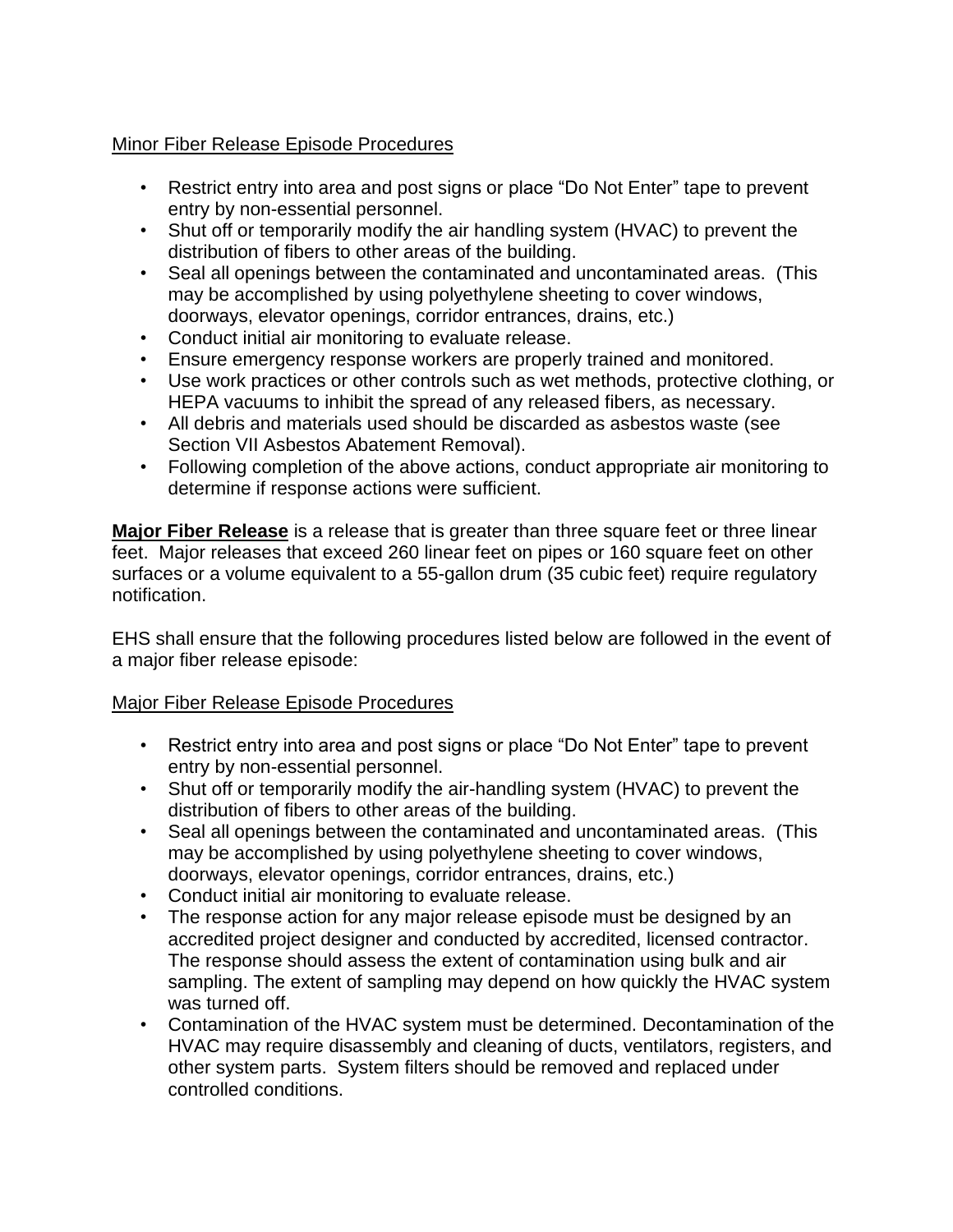Minor Fiber Release Episode Procedures

- Restrict entry into area and post signs or place “Do Not Enter” tape to prevent entry by non-essential personnel.
- Shut off or temporarily modify the air handling system (HVAC) to prevent the distribution of fibers to other areas of the building.
- Seal all openings between the contaminated and uncontaminated areas. (This may be accomplished by using polyethylene sheeting to cover windows, doorways, elevator openings, corridor entrances, drains, etc.)
- Conduct initial air monitoring to evaluate release.
- Ensure emergency response workers are properly trained and monitored.
- Use work practices or other controls such as wet methods, protective clothing, or HEPA vacuums to inhibit the spread of any released fibers, as necessary.
- All debris and materials used should be discarded as asbestos waste (see Section VII Asbestos Abatement Removal).
- Following completion of the above actions, conduct appropriate air monitoring to determine if response actions were sufficient.

**Major Fiber Release** is a release that is greater than three square feet or three linear feet. Major releases that exceed 260 linear feet on pipes or 160 square feet on other surfaces or a volume equivalent to a 55-gallon drum (35 cubic feet) require regulatory notification.

EHS shall ensure that the following procedures listed below are followed in the event of a major fiber release episode:

Major Fiber Release Episode Procedures

- Restrict entry into area and post signs or place “Do Not Enter” tape to prevent entry by non-essential personnel.
- Shut off or temporarily modify the air-handling system (HVAC) to prevent the distribution of fibers to other areas of the building.
- Seal all openings between the contaminated and uncontaminated areas. (This may be accomplished by using polyethylene sheeting to cover windows, doorways, elevator openings, corridor entrances, drains, etc.)
- Conduct initial air monitoring to evaluate release.
- The response action for any major release episode must be designed by an accredited project designer and conducted by accredited, licensed contractor. The response should assess the extent of contamination using bulk and air sampling. The extent of sampling may depend on how quickly the HVAC system was turned off.
- Contamination of the HVAC system must be determined. Decontamination of the HVAC may require disassembly and cleaning of ducts, ventilators, registers, and other system parts. System filters should be removed and replaced under controlled conditions.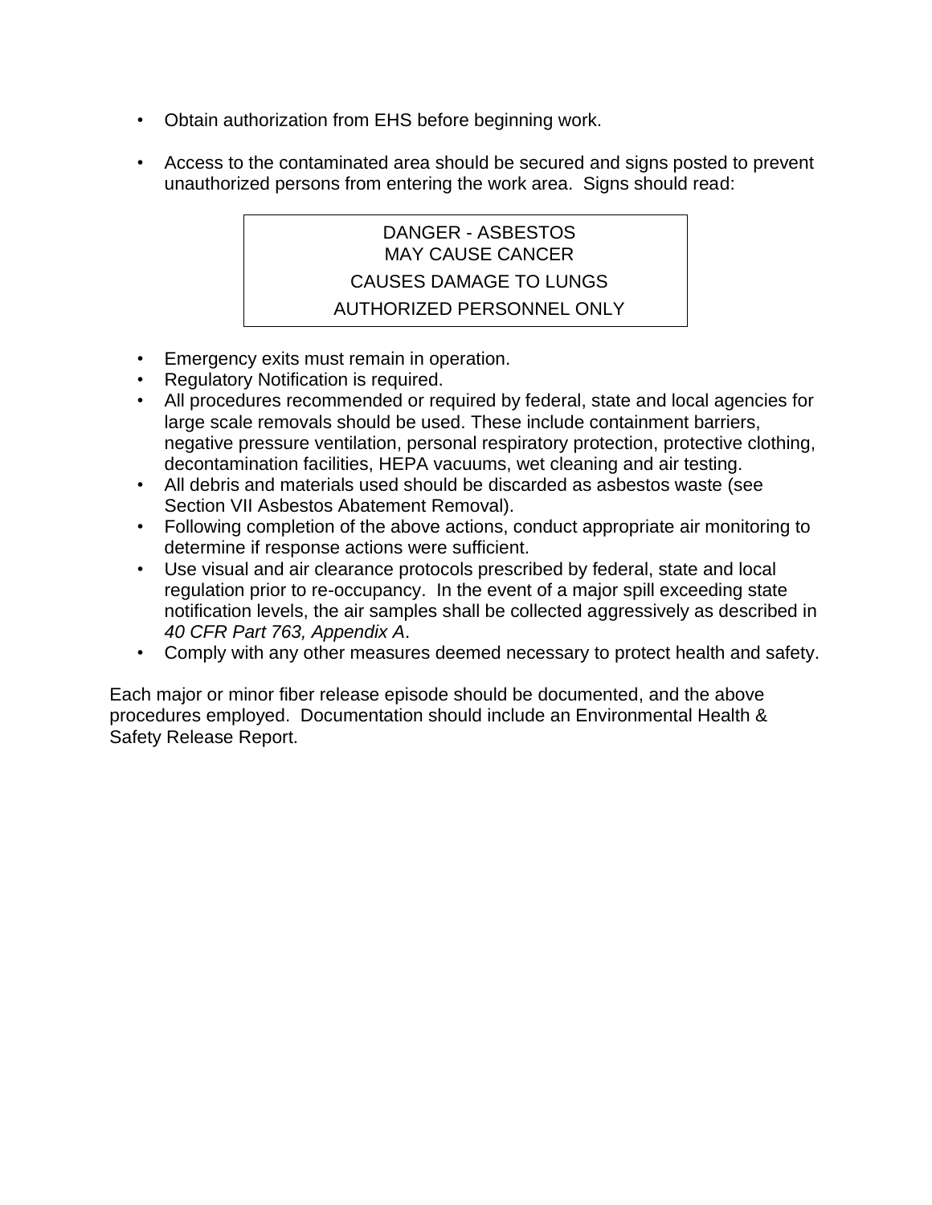- Obtain authorization from EHS before beginning work.

- Access to the contaminated area should be secured and signs posted to prevent unauthorized persons from entering the work area. Signs should read:

> DANGER - ASBESTOS
> MAY CAUSE CANCER
> CAUSES DAMAGE TO LUNGS
> AUTHORIZED PERSONNEL ONLY

- Emergency exits must remain in operation.
- Regulatory Notification is required.
- All procedures recommended or required by federal, state and local agencies for large scale removals should be used. These include containment barriers, negative pressure ventilation, personal respiratory protection, protective clothing, decontamination facilities, HEPA vacuums, wet cleaning and air testing.
- All debris and materials used should be discarded as asbestos waste (see Section VII Asbestos Abatement Removal).
- Following completion of the above actions, conduct appropriate air monitoring to determine if response actions were sufficient.
- Use visual and air clearance protocols prescribed by federal, state and local regulation prior to re-occupancy. In the event of a major spill exceeding state notification levels, the air samples shall be collected aggressively as described in *40 CFR Part 763, Appendix A*.
- Comply with any other measures deemed necessary to protect health and safety.

Each major or minor fiber release episode should be documented, and the above procedures employed. Documentation should include an Environmental Health & Safety Release Report.